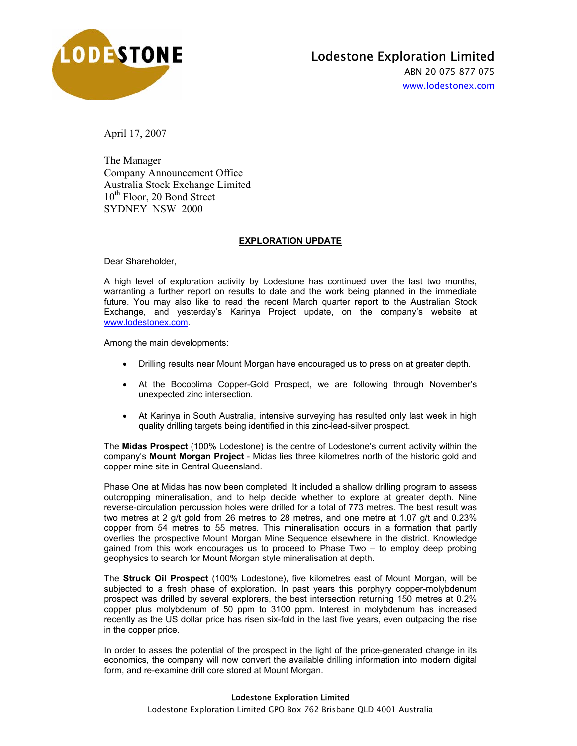# Lodestone Exploration Limited

ABN 20 075 877 075

www.lodestonex.com

April 17, 2007

The Manager
Company Announcement Office
Australia Stock Exchange Limited
10th Floor, 20 Bond Street
SYDNEY NSW 2000

## EXPLORATION UPDATE

Dear Shareholder,

A high level of exploration activity by Lodestone has continued over the last two months, warranting a further report on results to date and the work being planned in the immediate future. You may also like to read the recent March quarter report to the Australian Stock Exchange, and yesterday's Karinya Project update, on the company's website at www.lodestonex.com.

Among the main developments:

- Drilling results near Mount Morgan have encouraged us to press on at greater depth.
- At the Bocoolima Copper-Gold Prospect, we are following through November's unexpected zinc intersection.
- At Karinya in South Australia, intensive surveying has resulted only last week in high quality drilling targets being identified in this zinc-lead-silver prospect.

The **Midas Prospect** (100% Lodestone) is the centre of Lodestone's current activity within the company's **Mount Morgan Project** - Midas lies three kilometres north of the historic gold and copper mine site in Central Queensland.

Phase One at Midas has now been completed. It included a shallow drilling program to assess outcropping mineralisation, and to help decide whether to explore at greater depth. Nine reverse-circulation percussion holes were drilled for a total of 773 metres. The best result was two metres at 2 g/t gold from 26 metres to 28 metres, and one metre at 1.07 g/t and 0.23% copper from 54 metres to 55 metres. This mineralisation occurs in a formation that partly overlies the prospective Mount Morgan Mine Sequence elsewhere in the district. Knowledge gained from this work encourages us to proceed to Phase Two – to employ deep probing geophysics to search for Mount Morgan style mineralisation at depth.

The **Struck Oil Prospect** (100% Lodestone), five kilometres east of Mount Morgan, will be subjected to a fresh phase of exploration. In past years this porphyry copper-molybdenum prospect was drilled by several explorers, the best intersection returning 150 metres at 0.2% copper plus molybdenum of 50 ppm to 3100 ppm. Interest in molybdenum has increased recently as the US dollar price has risen six-fold in the last five years, even outpacing the rise in the copper price.

In order to asses the potential of the prospect in the light of the price-generated change in its economics, the company will now convert the available drilling information into modern digital form, and re-examine drill core stored at Mount Morgan.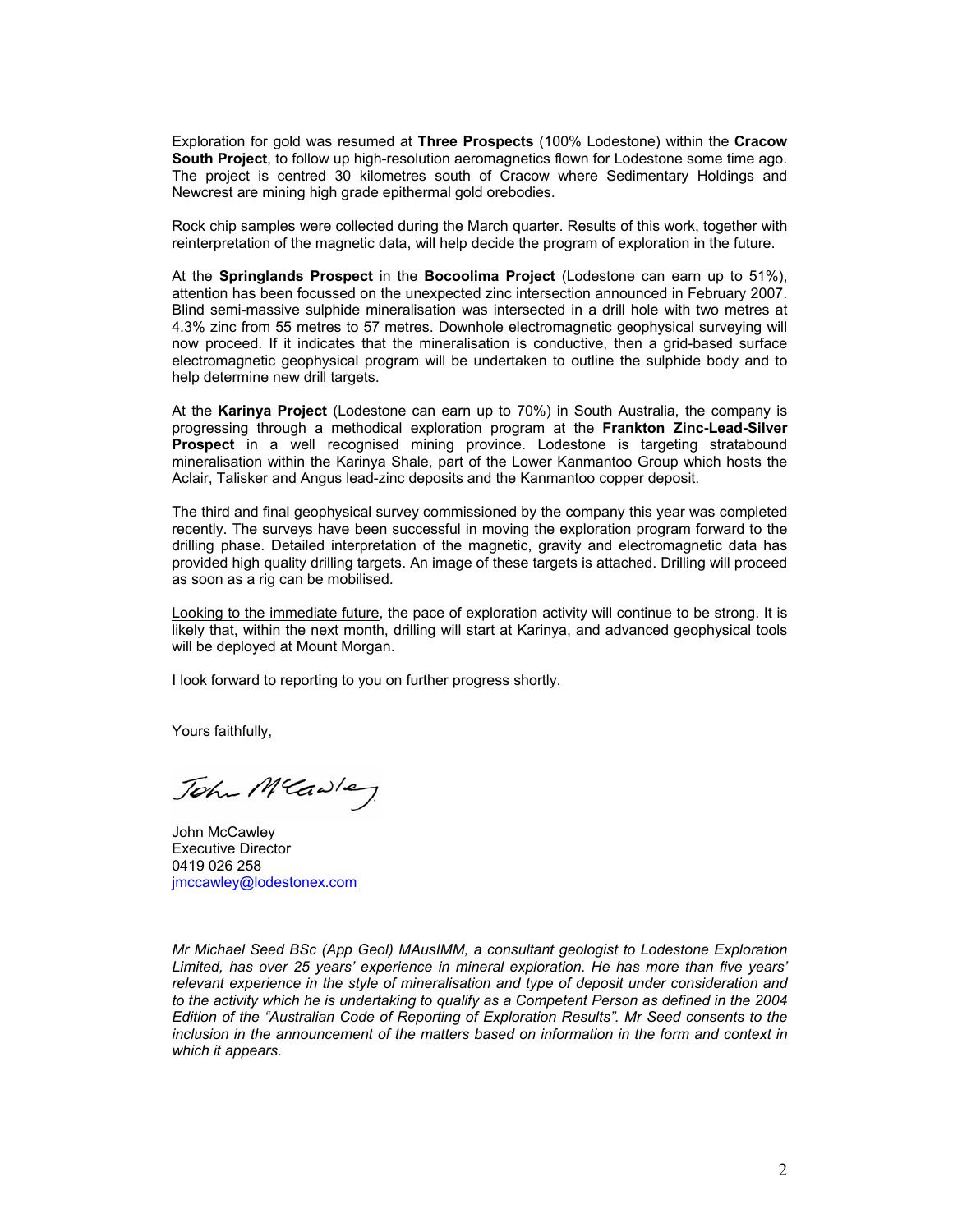Exploration for gold was resumed at **Three Prospects** (100% Lodestone) within the **Cracow South Project**, to follow up high-resolution aeromagnetics flown for Lodestone some time ago. The project is centred 30 kilometres south of Cracow where Sedimentary Holdings and Newcrest are mining high grade epithermal gold orebodies.

Rock chip samples were collected during the March quarter. Results of this work, together with reinterpretation of the magnetic data, will help decide the program of exploration in the future.

At the **Springlands Prospect** in the **Bocoolima Project** (Lodestone can earn up to 51%), attention has been focussed on the unexpected zinc intersection announced in February 2007. Blind semi-massive sulphide mineralisation was intersected in a drill hole with two metres at 4.3% zinc from 55 metres to 57 metres. Downhole electromagnetic geophysical surveying will now proceed. If it indicates that the mineralisation is conductive, then a grid-based surface electromagnetic geophysical program will be undertaken to outline the sulphide body and to help determine new drill targets.

At the **Karinya Project** (Lodestone can earn up to 70%) in South Australia, the company is progressing through a methodical exploration program at the **Frankton Zinc-Lead-Silver Prospect** in a well recognised mining province. Lodestone is targeting stratabound mineralisation within the Karinya Shale, part of the Lower Kanmantoo Group which hosts the Aclair, Talisker and Angus lead-zinc deposits and the Kanmantoo copper deposit.

The third and final geophysical survey commissioned by the company this year was completed recently. The surveys have been successful in moving the exploration program forward to the drilling phase. Detailed interpretation of the magnetic, gravity and electromagnetic data has provided high quality drilling targets. An image of these targets is attached. Drilling will proceed as soon as a rig can be mobilised.

<u>Looking to the immediate future</u>, the pace of exploration activity will continue to be strong. It is likely that, within the next month, drilling will start at Karinya, and advanced geophysical tools will be deployed at Mount Morgan.

I look forward to reporting to you on further progress shortly.

Yours faithfully,

John McCawley
Executive Director
0419 026 258
jmccawley@lodestonex.com

*Mr Michael Seed BSc (App Geol) MAusIMM, a consultant geologist to Lodestone Exploration Limited, has over 25 years' experience in mineral exploration. He has more than five years' relevant experience in the style of mineralisation and type of deposit under consideration and to the activity which he is undertaking to qualify as a Competent Person as defined in the 2004 Edition of the "Australian Code of Reporting of Exploration Results". Mr Seed consents to the inclusion in the announcement of the matters based on information in the form and context in which it appears.*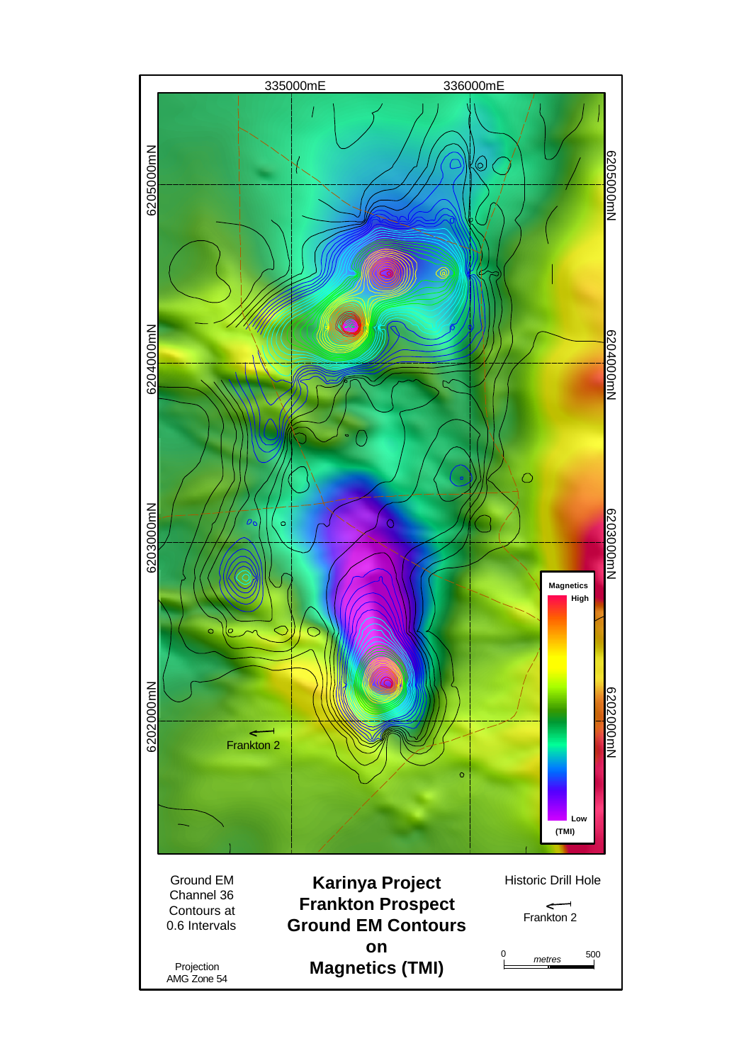335000mE

336000mE

6205000mN

6204000mN

6203000mN

6202000mN

Frankton 2

Magnetics

High

Low

(TMI)

Ground EM
Channel 36
Contours at
0.6 Intervals

**Karinya Project**
**Frankton Prospect**
**Ground EM Contours**
**on**
**Magnetics (TMI)**

Historic Drill Hole

Frankton 2

0

*metres*

500

Projection
AMG Zone 54